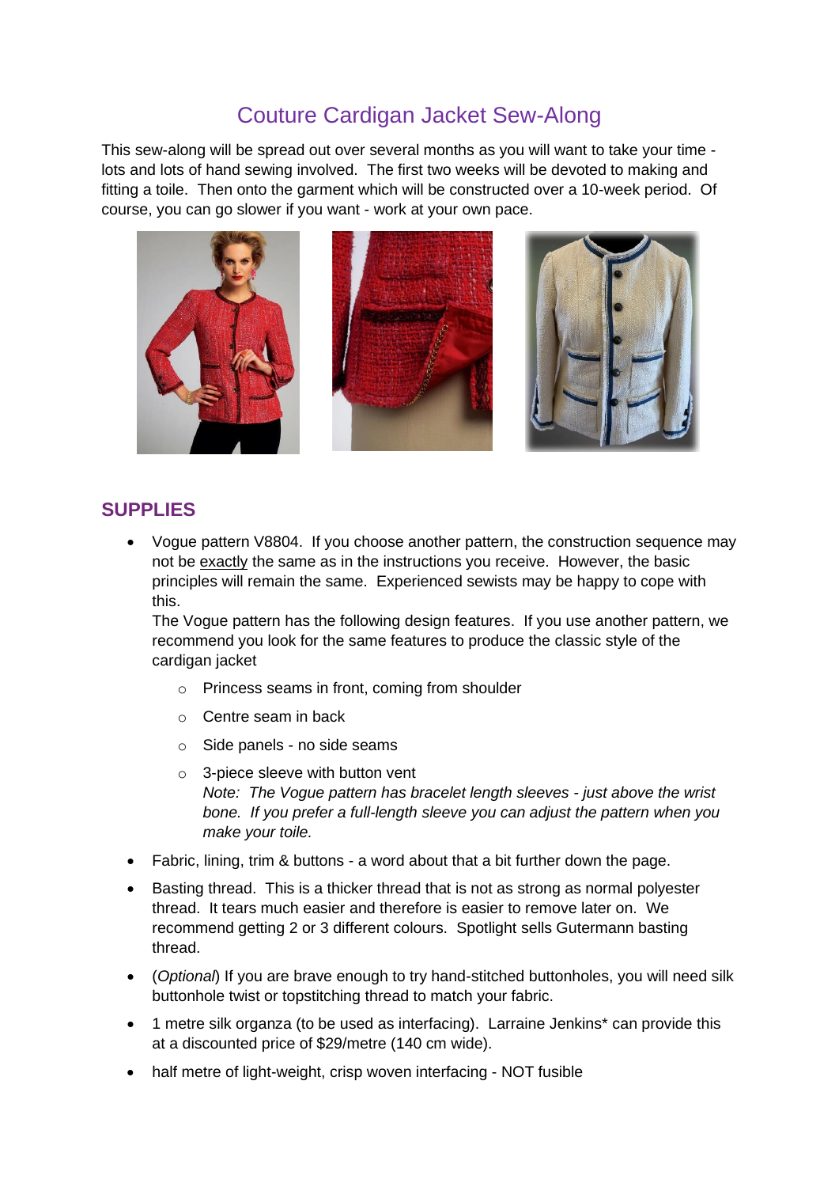# Couture Cardigan Jacket Sew-Along

This sew-along will be spread out over several months as you will want to take your time - lots and lots of hand sewing involved. The first two weeks will be devoted to making and fitting a toile. Then onto the garment which will be constructed over a 10-week period. Of course, you can go slower if you want - work at your own pace.

## SUPPLIES

- Vogue pattern V8804. If you choose another pattern, the construction sequence may not be exactly the same as in the instructions you receive. However, the basic principles will remain the same. Experienced sewists may be happy to cope with this.
  The Vogue pattern has the following design features. If you use another pattern, we recommend you look for the same features to produce the classic style of the cardigan jacket
  - Princess seams in front, coming from shoulder
  - Centre seam in back
  - Side panels - no side seams
  - 3-piece sleeve with button vent
    *Note: The Vogue pattern has bracelet length sleeves - just above the wrist bone. If you prefer a full-length sleeve you can adjust the pattern when you make your toile.*
- Fabric, lining, trim & buttons - a word about that a bit further down the page.
- Basting thread. This is a thicker thread that is not as strong as normal polyester thread. It tears much easier and therefore is easier to remove later on. We recommend getting 2 or 3 different colours. Spotlight sells Gutermann basting thread.
- (*Optional*) If you are brave enough to try hand-stitched buttonholes, you will need silk buttonhole twist or topstitching thread to match your fabric.
- 1 metre silk organza (to be used as interfacing). Larraine Jenkins* can provide this at a discounted price of $29/metre (140 cm wide).
- half metre of light-weight, crisp woven interfacing - NOT fusible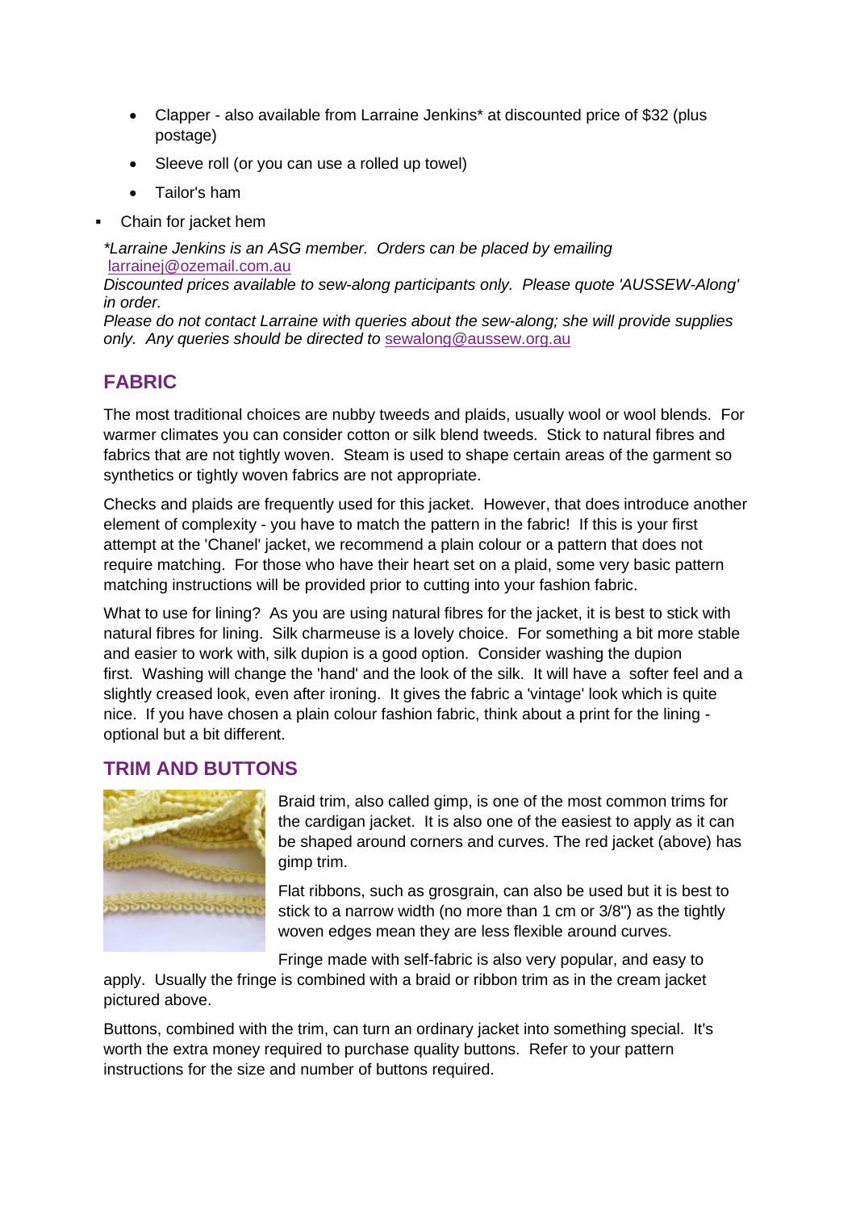- Clapper - also available from Larraine Jenkins* at discounted price of $32 (plus postage)
- Sleeve roll (or you can use a rolled up towel)
- Tailor's ham

- Chain for jacket hem

*\*Larraine Jenkins is an ASG member. Orders can be placed by emailing* [larrainej@ozemail.com.au](mailto:larrainej@ozemail.com.au)
*Discounted prices available to sew-along participants only. Please quote 'AUSSEW-Along' in order.*
*Please do not contact Larraine with queries about the sew-along; she will provide supplies only. Any queries should be directed to* [sewalong@aussew.org.au](mailto:sewalong@aussew.org.au)

## FABRIC

The most traditional choices are nubby tweeds and plaids, usually wool or wool blends. For warmer climates you can consider cotton or silk blend tweeds. Stick to natural fibres and fabrics that are not tightly woven. Steam is used to shape certain areas of the garment so synthetics or tightly woven fabrics are not appropriate.

Checks and plaids are frequently used for this jacket. However, that does introduce another element of complexity - you have to match the pattern in the fabric! If this is your first attempt at the 'Chanel' jacket, we recommend a plain colour or a pattern that does not require matching. For those who have their heart set on a plaid, some very basic pattern matching instructions will be provided prior to cutting into your fashion fabric.

What to use for lining? As you are using natural fibres for the jacket, it is best to stick with natural fibres for lining. Silk charmeuse is a lovely choice. For something a bit more stable and easier to work with, silk dupion is a good option. Consider washing the dupion first. Washing will change the 'hand' and the look of the silk. It will have a softer feel and a slightly creased look, even after ironing. It gives the fabric a 'vintage' look which is quite nice. If you have chosen a plain colour fashion fabric, think about a print for the lining - optional but a bit different.

## TRIM AND BUTTONS

Braid trim, also called gimp, is one of the most common trims for the cardigan jacket. It is also one of the easiest to apply as it can be shaped around corners and curves. The red jacket (above) has gimp trim.

Flat ribbons, such as grosgrain, can also be used but it is best to stick to a narrow width (no more than 1 cm or 3/8") as the tightly woven edges mean they are less flexible around curves.

Fringe made with self-fabric is also very popular, and easy to apply. Usually the fringe is combined with a braid or ribbon trim as in the cream jacket pictured above.

Buttons, combined with the trim, can turn an ordinary jacket into something special. It's worth the extra money required to purchase quality buttons. Refer to your pattern instructions for the size and number of buttons required.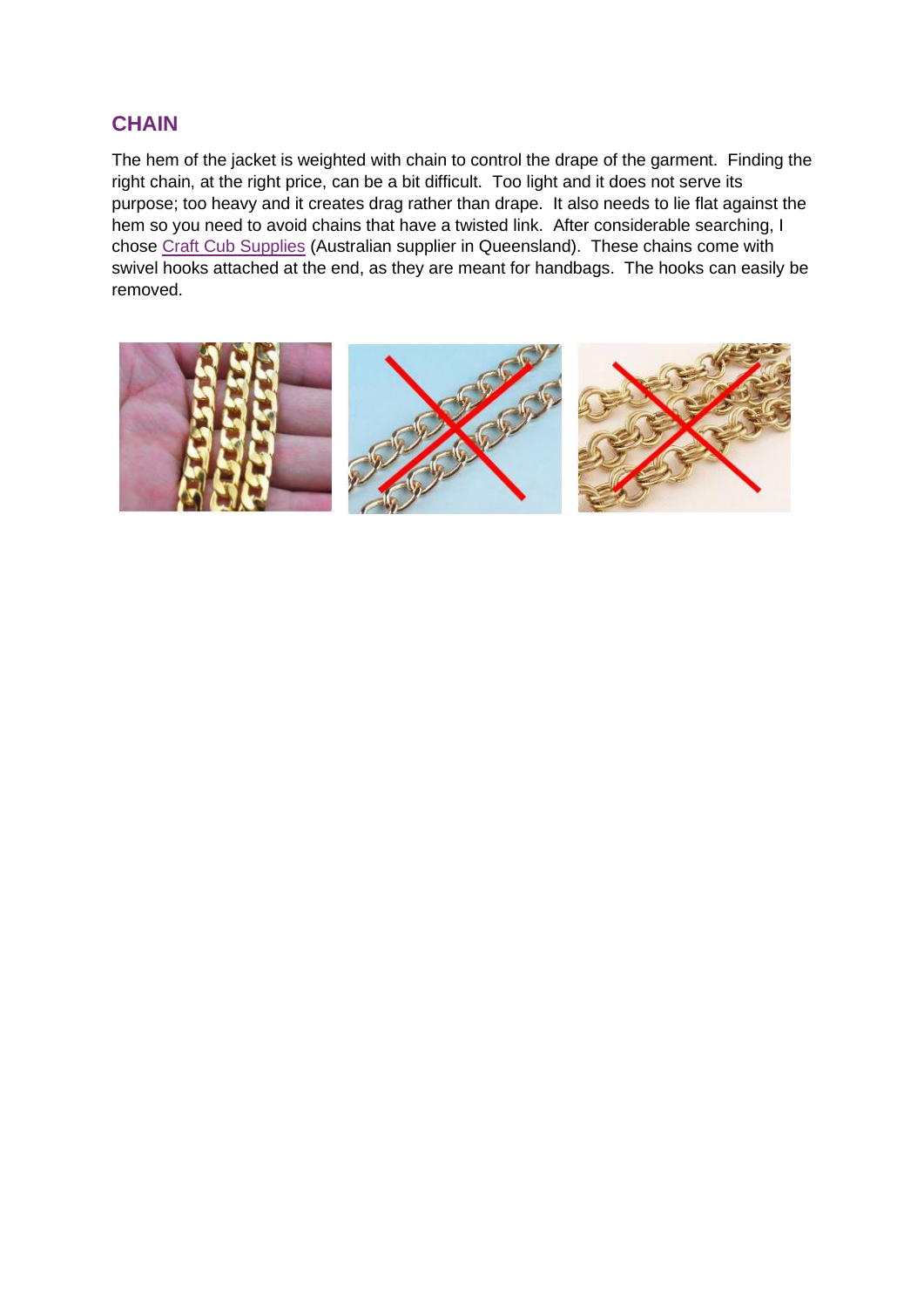## CHAIN

The hem of the jacket is weighted with chain to control the drape of the garment. Finding the right chain, at the right price, can be a bit difficult. Too light and it does not serve its purpose; too heavy and it creates drag rather than drape. It also needs to lie flat against the hem so you need to avoid chains that have a twisted link. After considerable searching, I chose Craft Cub Supplies (Australian supplier in Queensland). These chains come with swivel hooks attached at the end, as they are meant for handbags. The hooks can easily be removed.